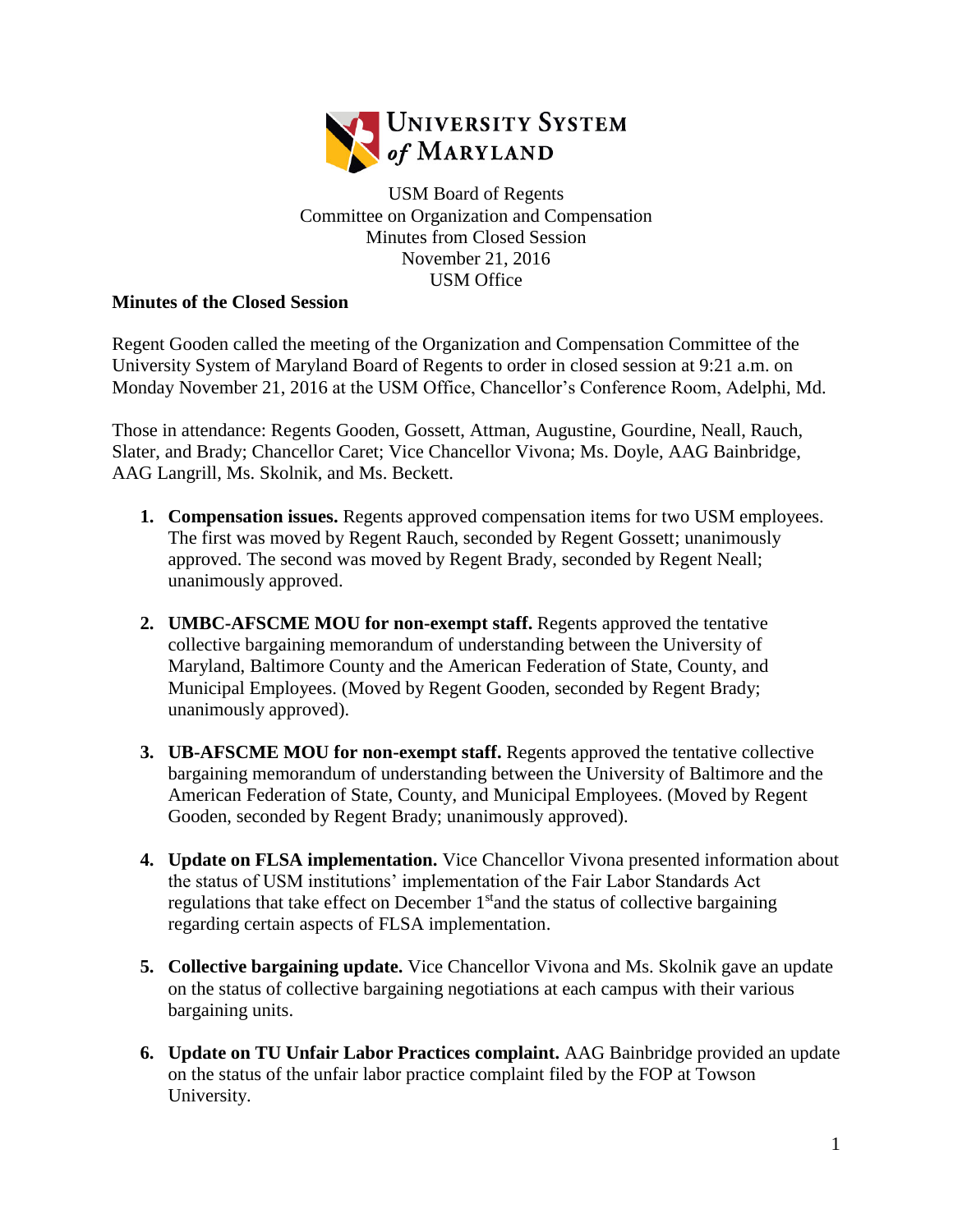UNIVERSITY SYSTEM of MARYLAND

USM Board of Regents
Committee on Organization and Compensation
Minutes from Closed Session
November 21, 2016
USM Office

**Minutes of the Closed Session**

Regent Gooden called the meeting of the Organization and Compensation Committee of the University System of Maryland Board of Regents to order in closed session at 9:21 a.m. on Monday November 21, 2016 at the USM Office, Chancellor's Conference Room, Adelphi, Md.

Those in attendance: Regents Gooden, Gossett, Attman, Augustine, Gourdine, Neall, Rauch, Slater, and Brady; Chancellor Caret; Vice Chancellor Vivona; Ms. Doyle, AAG Bainbridge, AAG Langrill, Ms. Skolnik, and Ms. Beckett.

1. **Compensation issues.** Regents approved compensation items for two USM employees. The first was moved by Regent Rauch, seconded by Regent Gossett; unanimously approved. The second was moved by Regent Brady, seconded by Regent Neall; unanimously approved.

2. **UMBC-AFSCME MOU for non-exempt staff.** Regents approved the tentative collective bargaining memorandum of understanding between the University of Maryland, Baltimore County and the American Federation of State, County, and Municipal Employees. (Moved by Regent Gooden, seconded by Regent Brady; unanimously approved).

3. **UB-AFSCME MOU for non-exempt staff.** Regents approved the tentative collective bargaining memorandum of understanding between the University of Baltimore and the American Federation of State, County, and Municipal Employees. (Moved by Regent Gooden, seconded by Regent Brady; unanimously approved).

4. **Update on FLSA implementation.** Vice Chancellor Vivona presented information about the status of USM institutions' implementation of the Fair Labor Standards Act regulations that take effect on December 1st and the status of collective bargaining regarding certain aspects of FLSA implementation.

5. **Collective bargaining update.** Vice Chancellor Vivona and Ms. Skolnik gave an update on the status of collective bargaining negotiations at each campus with their various bargaining units.

6. **Update on TU Unfair Labor Practices complaint.** AAG Bainbridge provided an update on the status of the unfair labor practice complaint filed by the FOP at Towson University.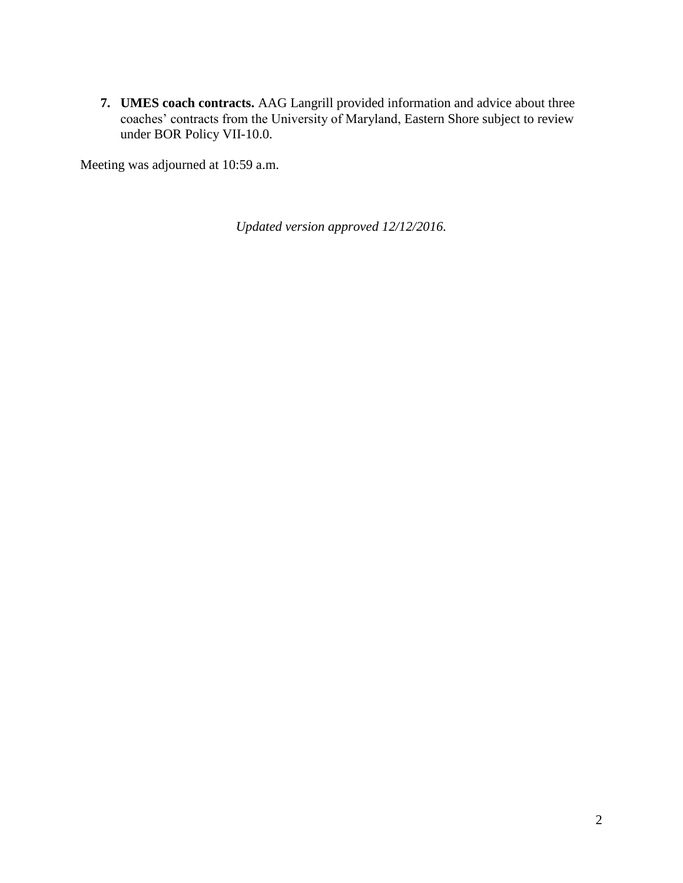7. **UMES coach contracts.** AAG Langrill provided information and advice about three coaches' contracts from the University of Maryland, Eastern Shore subject to review under BOR Policy VII-10.0.

Meeting was adjourned at 10:59 a.m.

*Updated version approved 12/12/2016.*